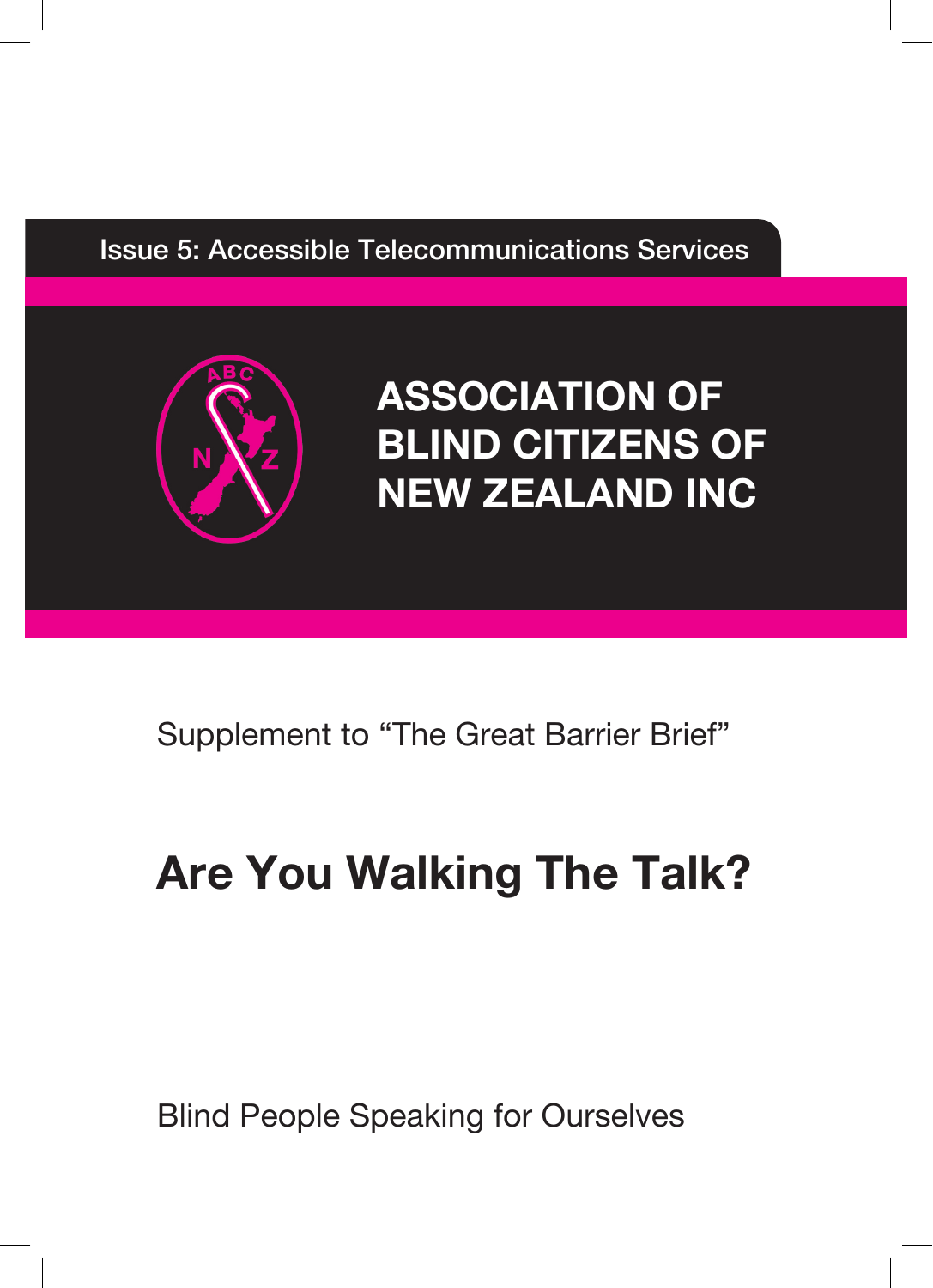Issue 5: Accessible Telecommunications Services

**ASSOCIATION OF BLIND CITIZENS OF NEW ZEALAND INC**

Supplement to "The Great Barrier Brief"

# Are You Walking The Talk?

Blind People Speaking for Ourselves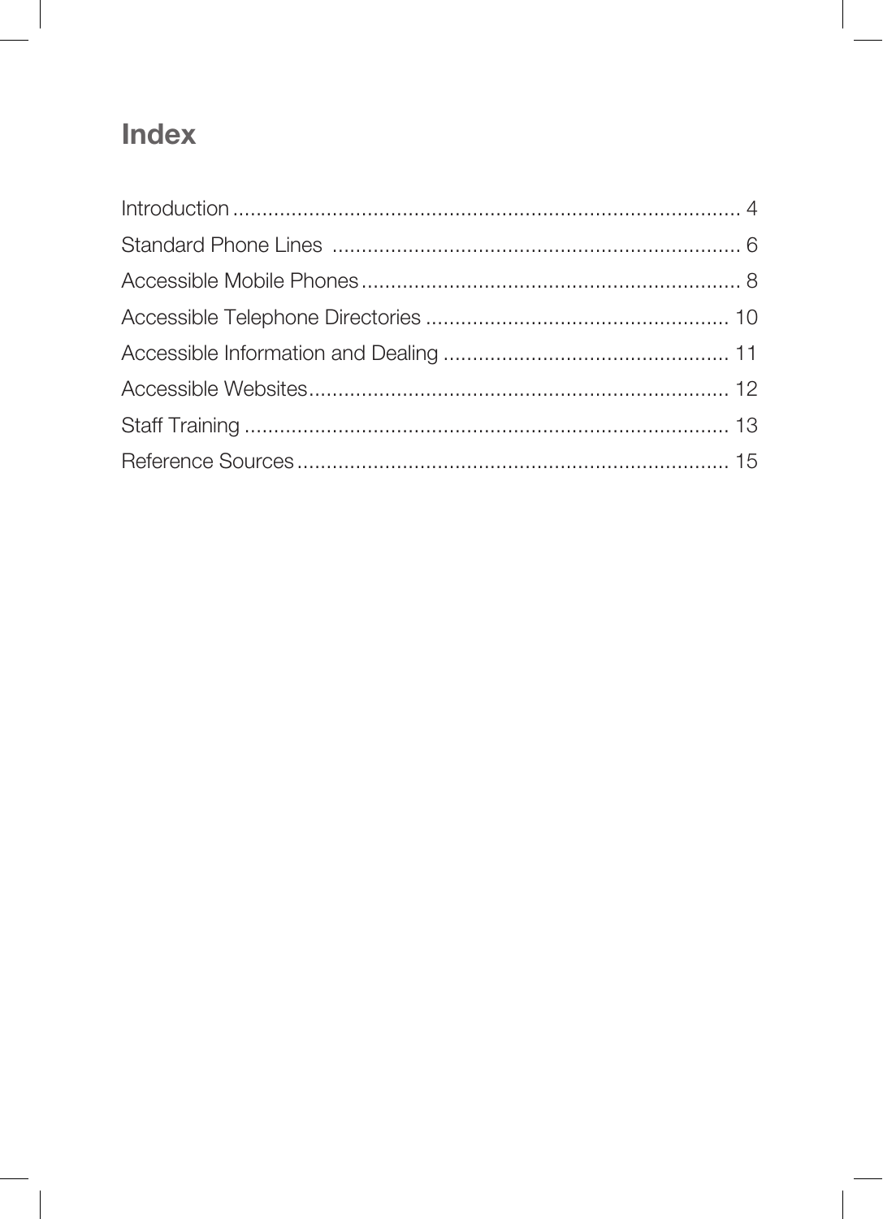# Index

Introduction ........................................................................................ 4
Standard Phone Lines ...................................................................... 6
Accessible Mobile Phones ................................................................. 8
Accessible Telephone Directories .................................................... 10
Accessible Information and Dealing ................................................. 11
Accessible Websites ........................................................................ 12
Staff Training ................................................................................... 13
Reference Sources .......................................................................... 15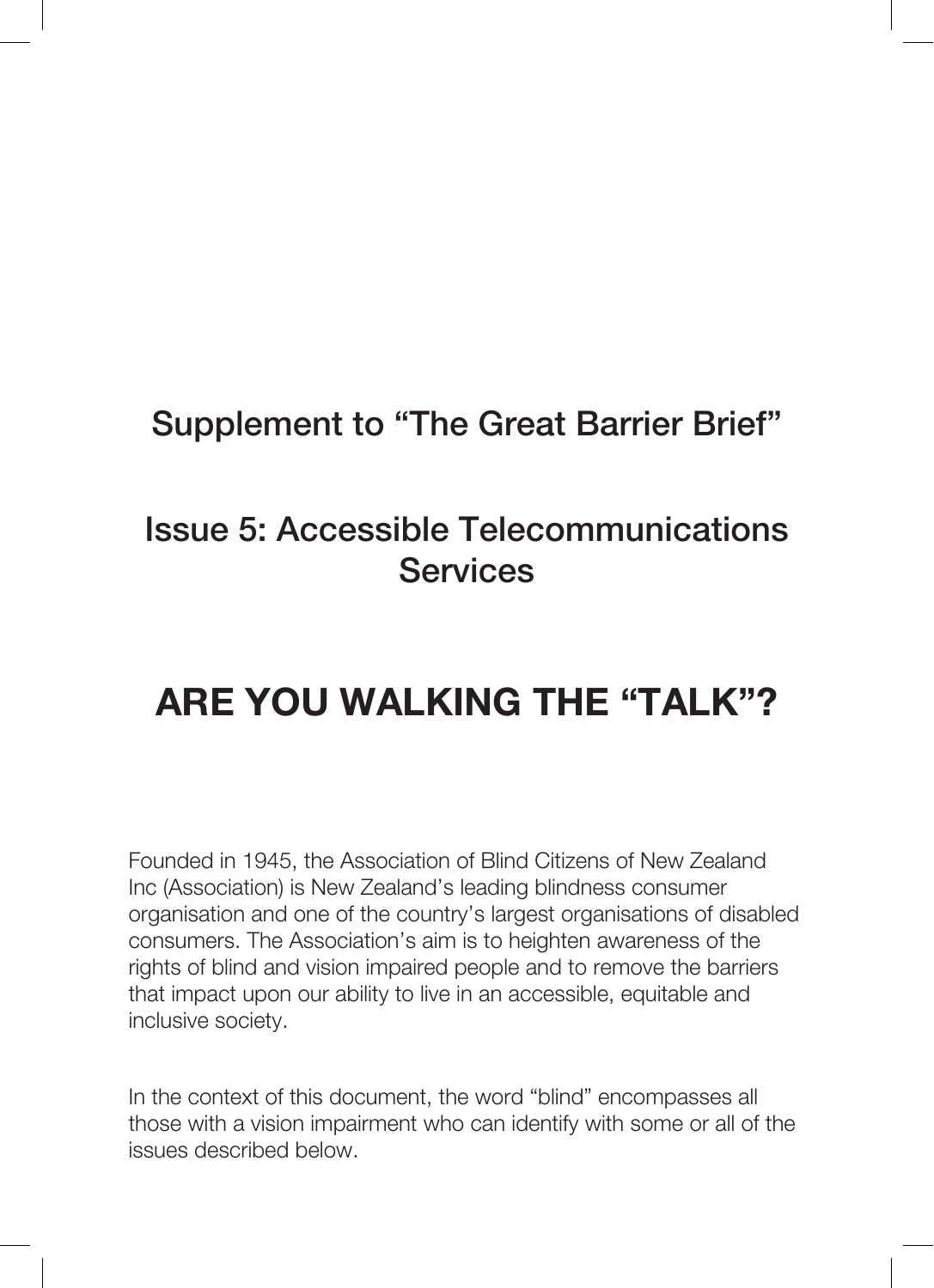## Supplement to "The Great Barrier Brief"

## Issue 5: Accessible Telecommunications Services

# ARE YOU WALKING THE "TALK"?

Founded in 1945, the Association of Blind Citizens of New Zealand Inc (Association) is New Zealand's leading blindness consumer organisation and one of the country's largest organisations of disabled consumers. The Association's aim is to heighten awareness of the rights of blind and vision impaired people and to remove the barriers that impact upon our ability to live in an accessible, equitable and inclusive society.

In the context of this document, the word "blind" encompasses all those with a vision impairment who can identify with some or all of the issues described below.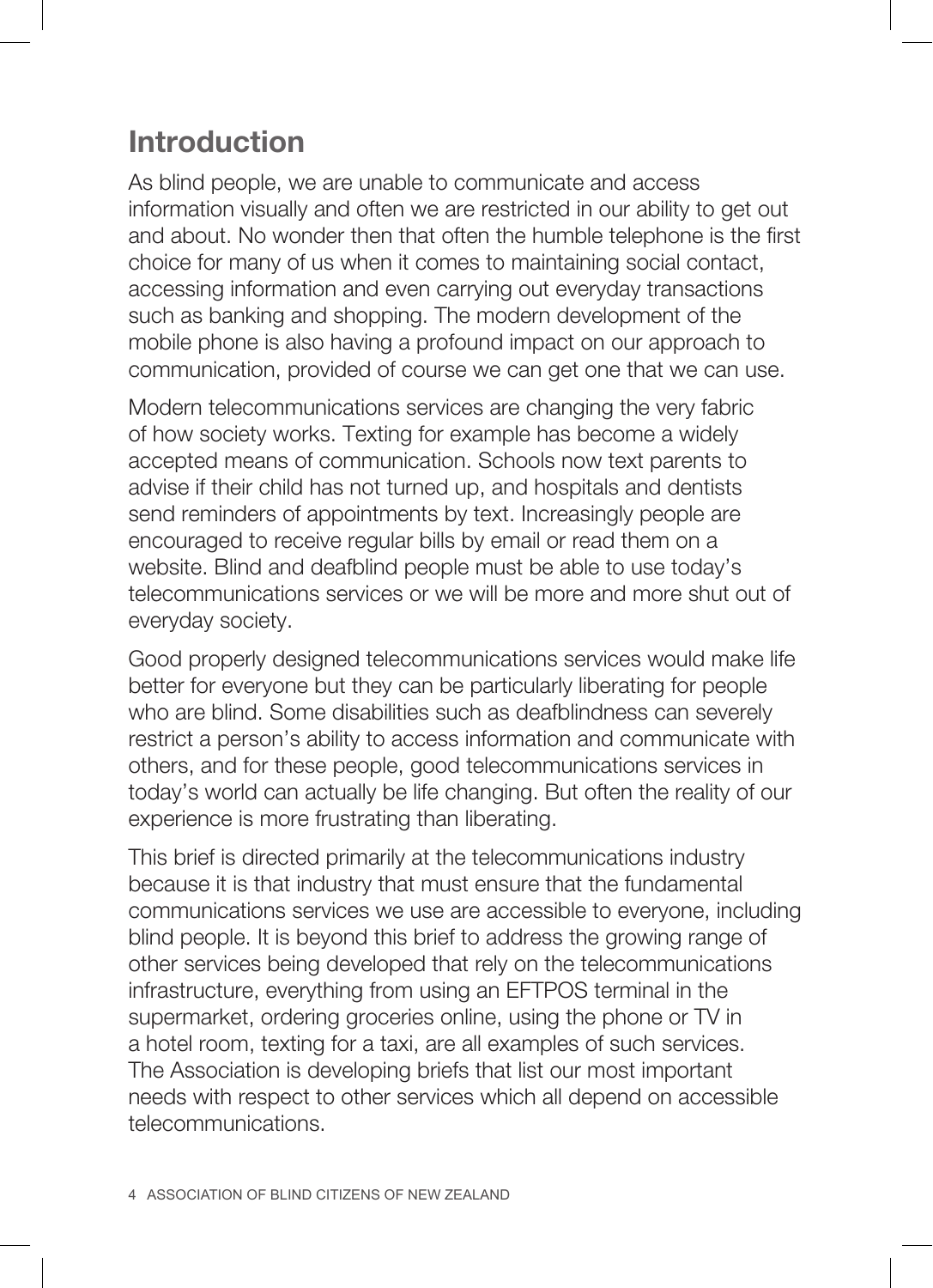## Introduction

As blind people, we are unable to communicate and access information visually and often we are restricted in our ability to get out and about. No wonder then that often the humble telephone is the first choice for many of us when it comes to maintaining social contact, accessing information and even carrying out everyday transactions such as banking and shopping. The modern development of the mobile phone is also having a profound impact on our approach to communication, provided of course we can get one that we can use.

Modern telecommunications services are changing the very fabric of how society works. Texting for example has become a widely accepted means of communication. Schools now text parents to advise if their child has not turned up, and hospitals and dentists send reminders of appointments by text. Increasingly people are encouraged to receive regular bills by email or read them on a website. Blind and deafblind people must be able to use today's telecommunications services or we will be more and more shut out of everyday society.

Good properly designed telecommunications services would make life better for everyone but they can be particularly liberating for people who are blind. Some disabilities such as deafblindness can severely restrict a person's ability to access information and communicate with others, and for these people, good telecommunications services in today's world can actually be life changing. But often the reality of our experience is more frustrating than liberating.

This brief is directed primarily at the telecommunications industry because it is that industry that must ensure that the fundamental communications services we use are accessible to everyone, including blind people. It is beyond this brief to address the growing range of other services being developed that rely on the telecommunications infrastructure, everything from using an EFTPOS terminal in the supermarket, ordering groceries online, using the phone or TV in a hotel room, texting for a taxi, are all examples of such services. The Association is developing briefs that list our most important needs with respect to other services which all depend on accessible telecommunications.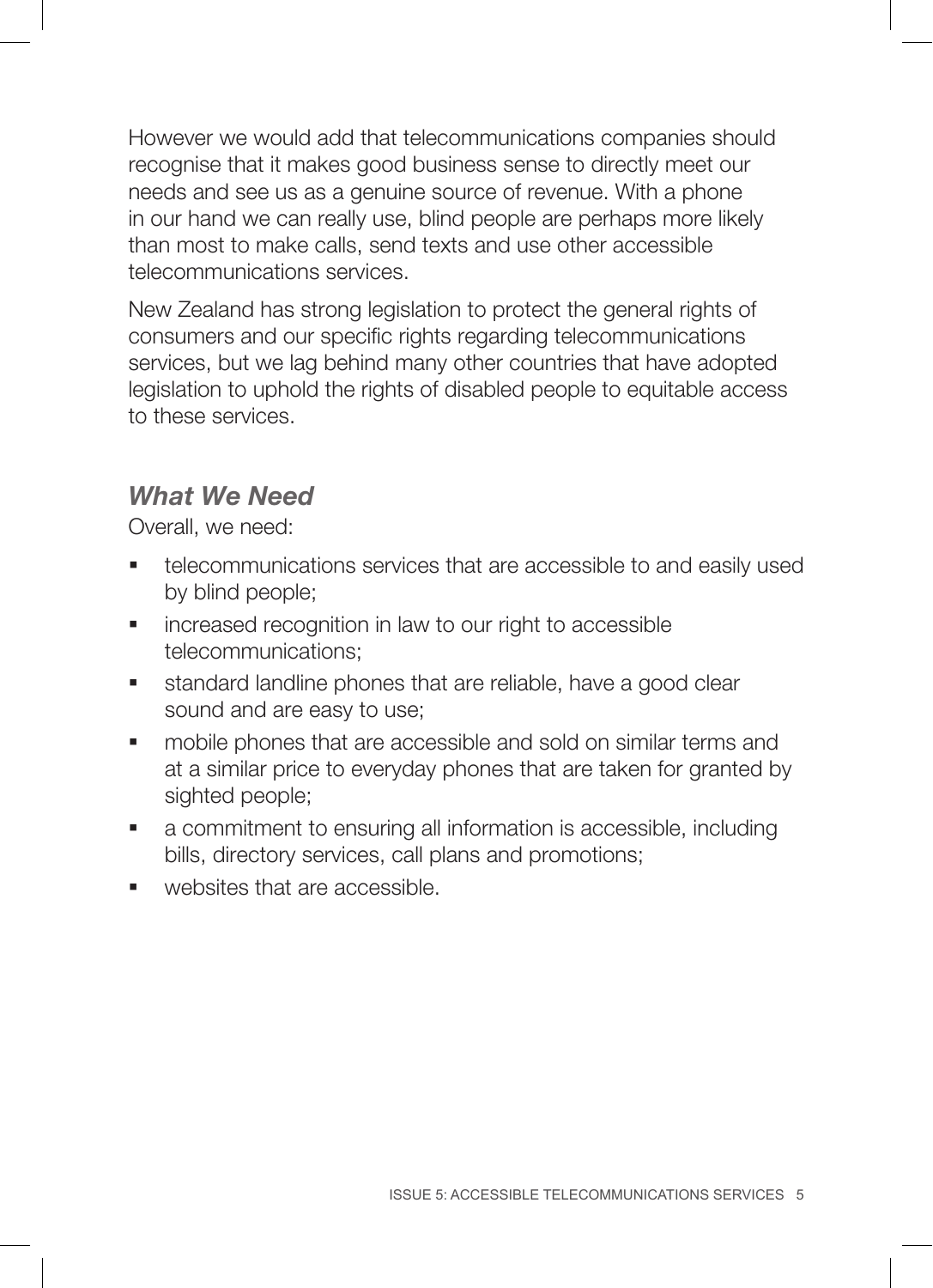However we would add that telecommunications companies should recognise that it makes good business sense to directly meet our needs and see us as a genuine source of revenue. With a phone in our hand we can really use, blind people are perhaps more likely than most to make calls, send texts and use other accessible telecommunications services.

New Zealand has strong legislation to protect the general rights of consumers and our specific rights regarding telecommunications services, but we lag behind many other countries that have adopted legislation to uphold the rights of disabled people to equitable access to these services.

### *What We Need*

Overall, we need:

- telecommunications services that are accessible to and easily used by blind people;
- increased recognition in law to our right to accessible telecommunications;
- standard landline phones that are reliable, have a good clear sound and are easy to use;
- mobile phones that are accessible and sold on similar terms and at a similar price to everyday phones that are taken for granted by sighted people;
- a commitment to ensuring all information is accessible, including bills, directory services, call plans and promotions;
- websites that are accessible.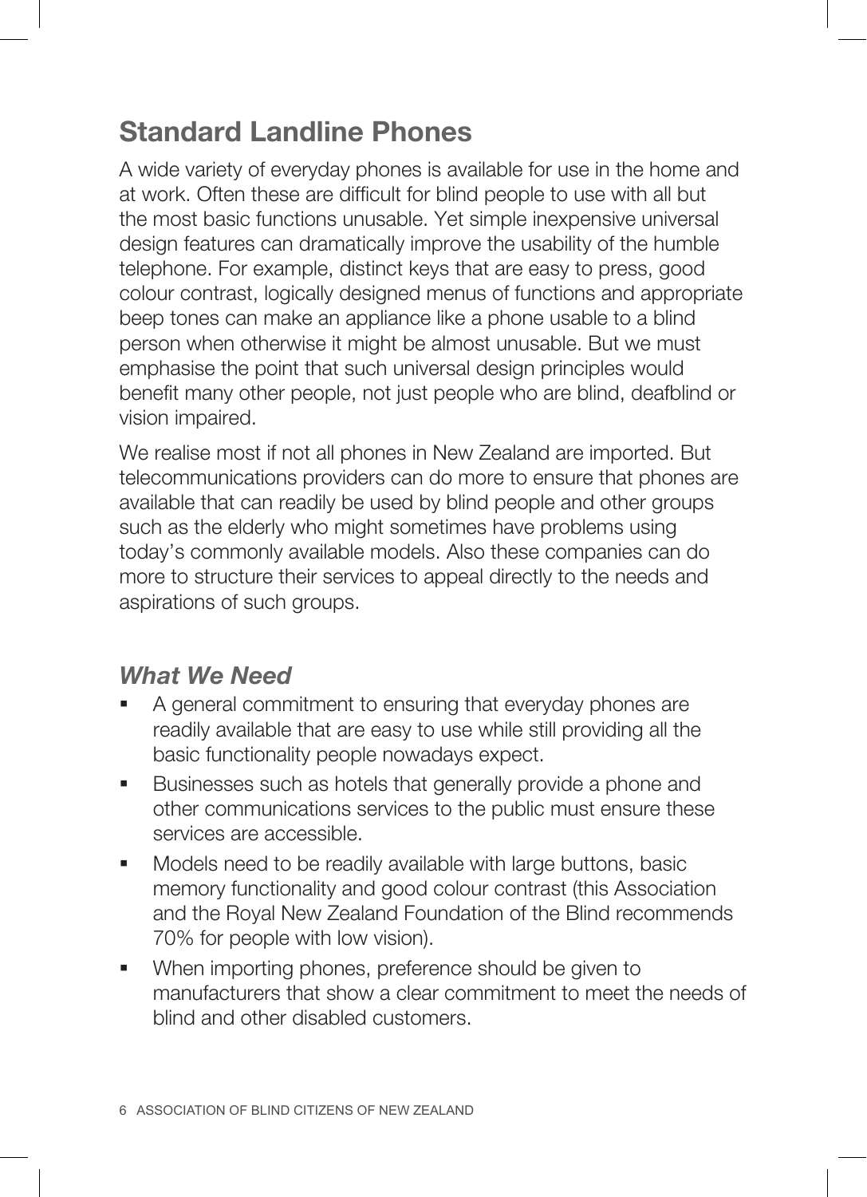## Standard Landline Phones

A wide variety of everyday phones is available for use in the home and at work. Often these are difficult for blind people to use with all but the most basic functions unusable. Yet simple inexpensive universal design features can dramatically improve the usability of the humble telephone. For example, distinct keys that are easy to press, good colour contrast, logically designed menus of functions and appropriate beep tones can make an appliance like a phone usable to a blind person when otherwise it might be almost unusable. But we must emphasise the point that such universal design principles would benefit many other people, not just people who are blind, deafblind or vision impaired.

We realise most if not all phones in New Zealand are imported. But telecommunications providers can do more to ensure that phones are available that can readily be used by blind people and other groups such as the elderly who might sometimes have problems using today's commonly available models. Also these companies can do more to structure their services to appeal directly to the needs and aspirations of such groups.

### *What We Need*

- A general commitment to ensuring that everyday phones are readily available that are easy to use while still providing all the basic functionality people nowadays expect.
- Businesses such as hotels that generally provide a phone and other communications services to the public must ensure these services are accessible.
- Models need to be readily available with large buttons, basic memory functionality and good colour contrast (this Association and the Royal New Zealand Foundation of the Blind recommends 70% for people with low vision).
- When importing phones, preference should be given to manufacturers that show a clear commitment to meet the needs of blind and other disabled customers.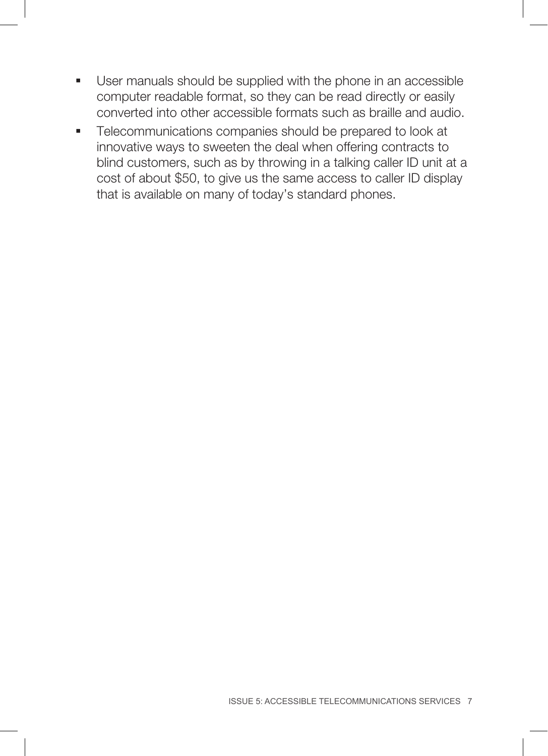- User manuals should be supplied with the phone in an accessible computer readable format, so they can be read directly or easily converted into other accessible formats such as braille and audio.
- Telecommunications companies should be prepared to look at innovative ways to sweeten the deal when offering contracts to blind customers, such as by throwing in a talking caller ID unit at a cost of about $50, to give us the same access to caller ID display that is available on many of today's standard phones.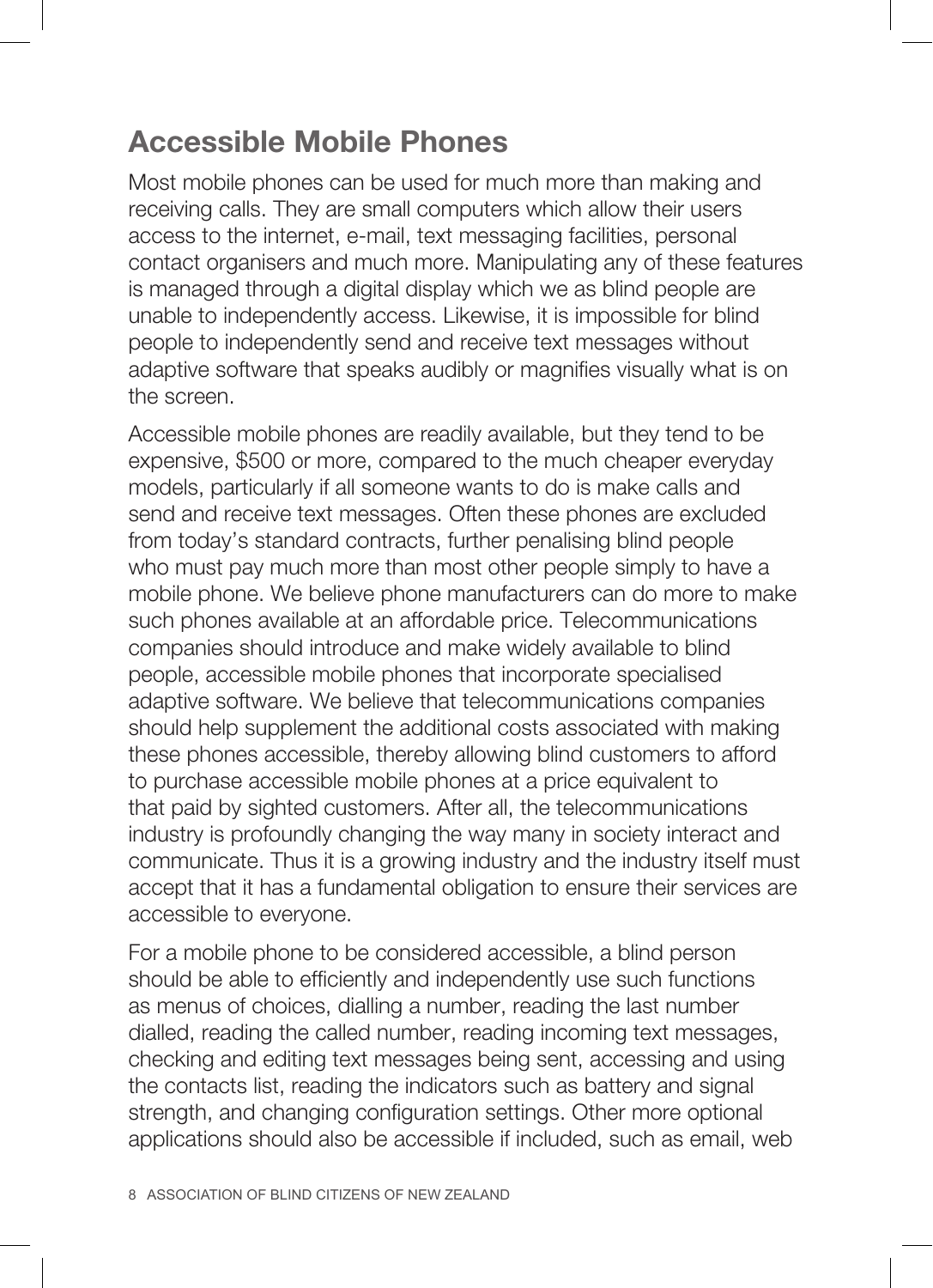## Accessible Mobile Phones

Most mobile phones can be used for much more than making and receiving calls. They are small computers which allow their users access to the internet, e-mail, text messaging facilities, personal contact organisers and much more. Manipulating any of these features is managed through a digital display which we as blind people are unable to independently access. Likewise, it is impossible for blind people to independently send and receive text messages without adaptive software that speaks audibly or magnifies visually what is on the screen.

Accessible mobile phones are readily available, but they tend to be expensive, $500 or more, compared to the much cheaper everyday models, particularly if all someone wants to do is make calls and send and receive text messages. Often these phones are excluded from today's standard contracts, further penalising blind people who must pay much more than most other people simply to have a mobile phone. We believe phone manufacturers can do more to make such phones available at an affordable price. Telecommunications companies should introduce and make widely available to blind people, accessible mobile phones that incorporate specialised adaptive software. We believe that telecommunications companies should help supplement the additional costs associated with making these phones accessible, thereby allowing blind customers to afford to purchase accessible mobile phones at a price equivalent to that paid by sighted customers. After all, the telecommunications industry is profoundly changing the way many in society interact and communicate. Thus it is a growing industry and the industry itself must accept that it has a fundamental obligation to ensure their services are accessible to everyone.

For a mobile phone to be considered accessible, a blind person should be able to efficiently and independently use such functions as menus of choices, dialling a number, reading the last number dialled, reading the called number, reading incoming text messages, checking and editing text messages being sent, accessing and using the contacts list, reading the indicators such as battery and signal strength, and changing configuration settings. Other more optional applications should also be accessible if included, such as email, web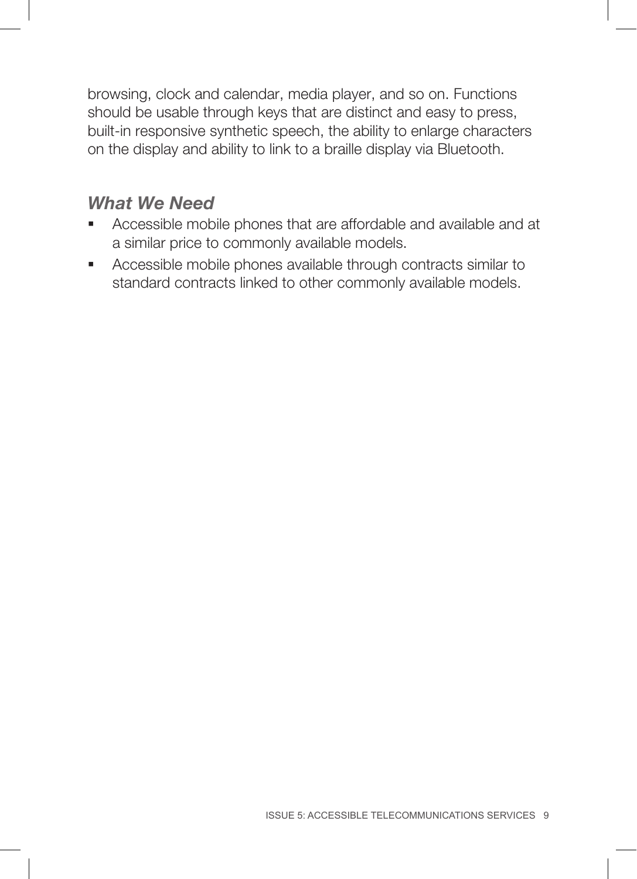browsing, clock and calendar, media player, and so on. Functions should be usable through keys that are distinct and easy to press, built-in responsive synthetic speech, the ability to enlarge characters on the display and ability to link to a braille display via Bluetooth.

### *What We Need*

- Accessible mobile phones that are affordable and available and at a similar price to commonly available models.
- Accessible mobile phones available through contracts similar to standard contracts linked to other commonly available models.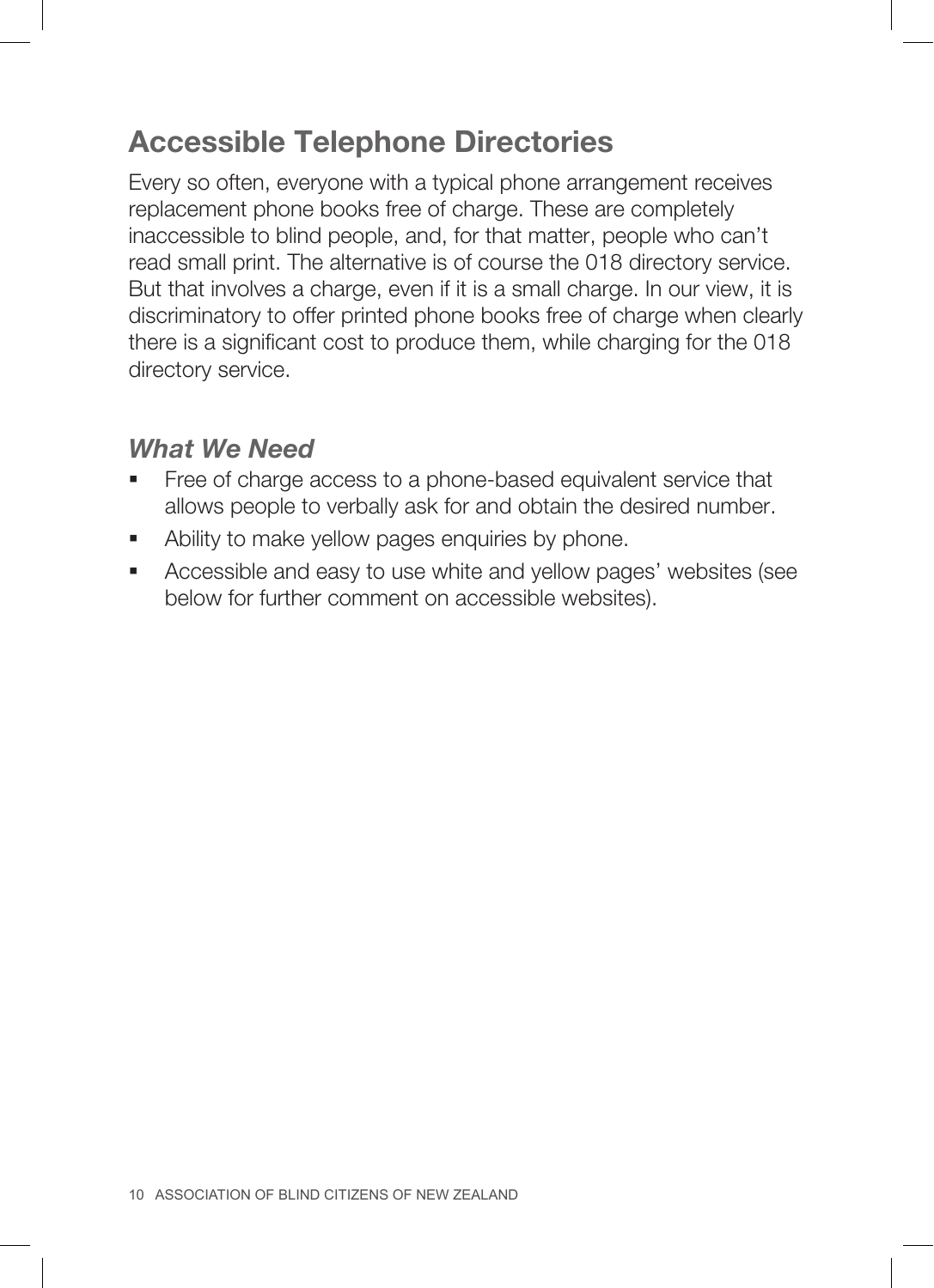## Accessible Telephone Directories

Every so often, everyone with a typical phone arrangement receives replacement phone books free of charge. These are completely inaccessible to blind people, and, for that matter, people who can't read small print. The alternative is of course the 018 directory service. But that involves a charge, even if it is a small charge. In our view, it is discriminatory to offer printed phone books free of charge when clearly there is a significant cost to produce them, while charging for the 018 directory service.

### *What We Need*

- Free of charge access to a phone-based equivalent service that allows people to verbally ask for and obtain the desired number.
- Ability to make yellow pages enquiries by phone.
- Accessible and easy to use white and yellow pages' websites (see below for further comment on accessible websites).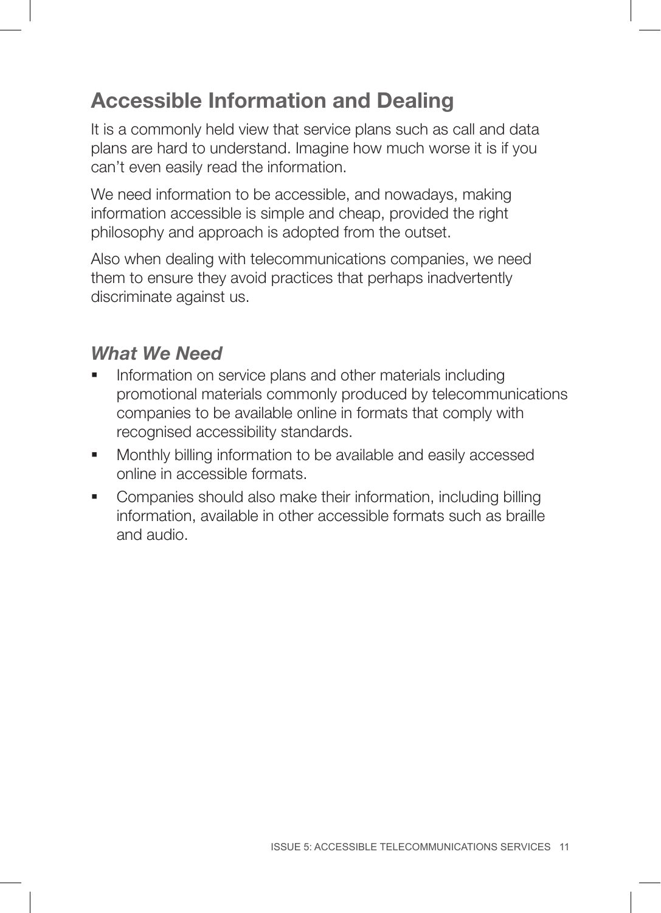## Accessible Information and Dealing

It is a commonly held view that service plans such as call and data plans are hard to understand. Imagine how much worse it is if you can't even easily read the information.

We need information to be accessible, and nowadays, making information accessible is simple and cheap, provided the right philosophy and approach is adopted from the outset.

Also when dealing with telecommunications companies, we need them to ensure they avoid practices that perhaps inadvertently discriminate against us.

### *What We Need*

- Information on service plans and other materials including promotional materials commonly produced by telecommunications companies to be available online in formats that comply with recognised accessibility standards.
- Monthly billing information to be available and easily accessed online in accessible formats.
- Companies should also make their information, including billing information, available in other accessible formats such as braille and audio.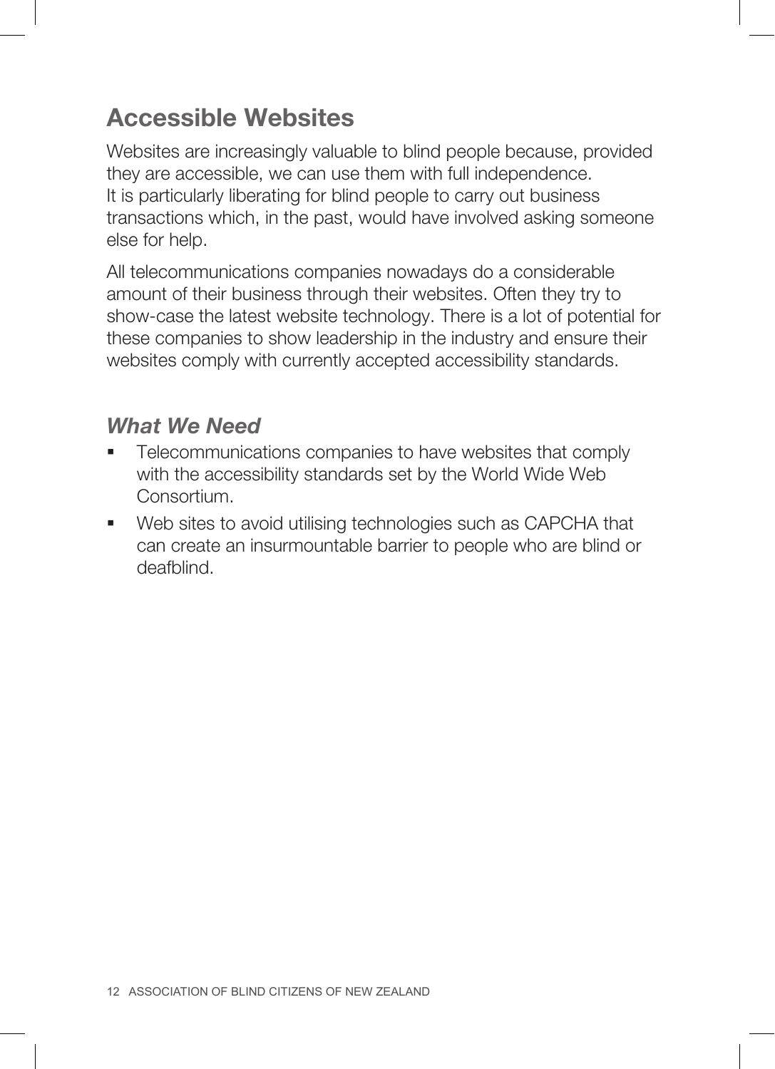## Accessible Websites

Websites are increasingly valuable to blind people because, provided they are accessible, we can use them with full independence. It is particularly liberating for blind people to carry out business transactions which, in the past, would have involved asking someone else for help.

All telecommunications companies nowadays do a considerable amount of their business through their websites. Often they try to show-case the latest website technology. There is a lot of potential for these companies to show leadership in the industry and ensure their websites comply with currently accepted accessibility standards.

### *What We Need*

- Telecommunications companies to have websites that comply with the accessibility standards set by the World Wide Web Consortium.
- Web sites to avoid utilising technologies such as CAPCHA that can create an insurmountable barrier to people who are blind or deafblind.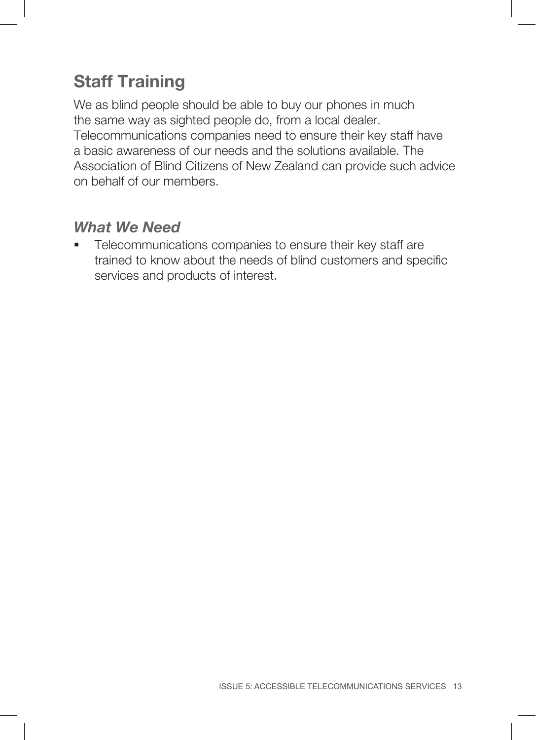## Staff Training

We as blind people should be able to buy our phones in much the same way as sighted people do, from a local dealer. Telecommunications companies need to ensure their key staff have a basic awareness of our needs and the solutions available. The Association of Blind Citizens of New Zealand can provide such advice on behalf of our members.

### *What We Need*

- Telecommunications companies to ensure their key staff are trained to know about the needs of blind customers and specific services and products of interest.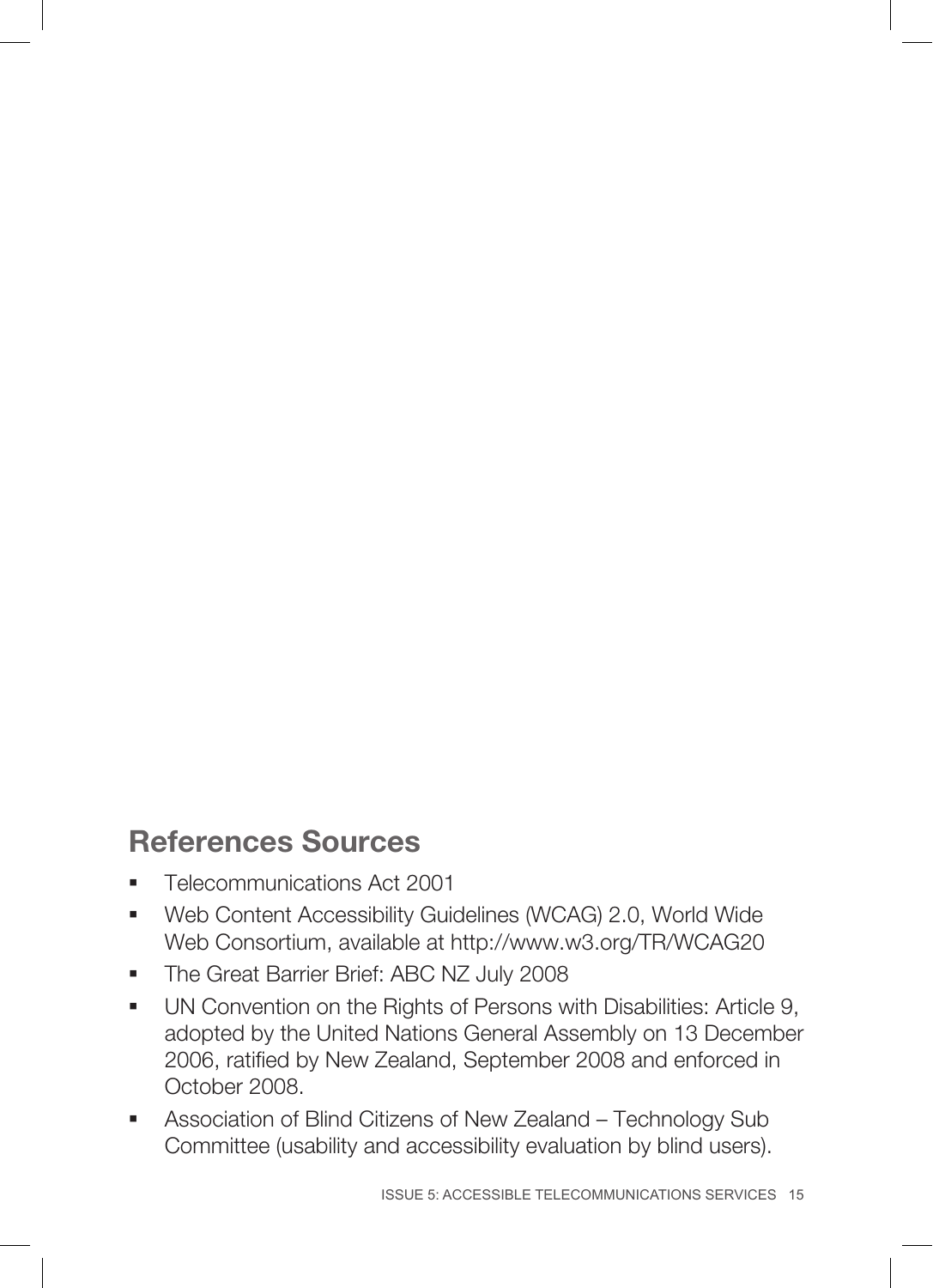## References Sources

- Telecommunications Act 2001
- Web Content Accessibility Guidelines (WCAG) 2.0, World Wide Web Consortium, available at http://www.w3.org/TR/WCAG20
- The Great Barrier Brief: ABC NZ July 2008
- UN Convention on the Rights of Persons with Disabilities: Article 9, adopted by the United Nations General Assembly on 13 December 2006, ratified by New Zealand, September 2008 and enforced in October 2008.
- Association of Blind Citizens of New Zealand – Technology Sub Committee (usability and accessibility evaluation by blind users).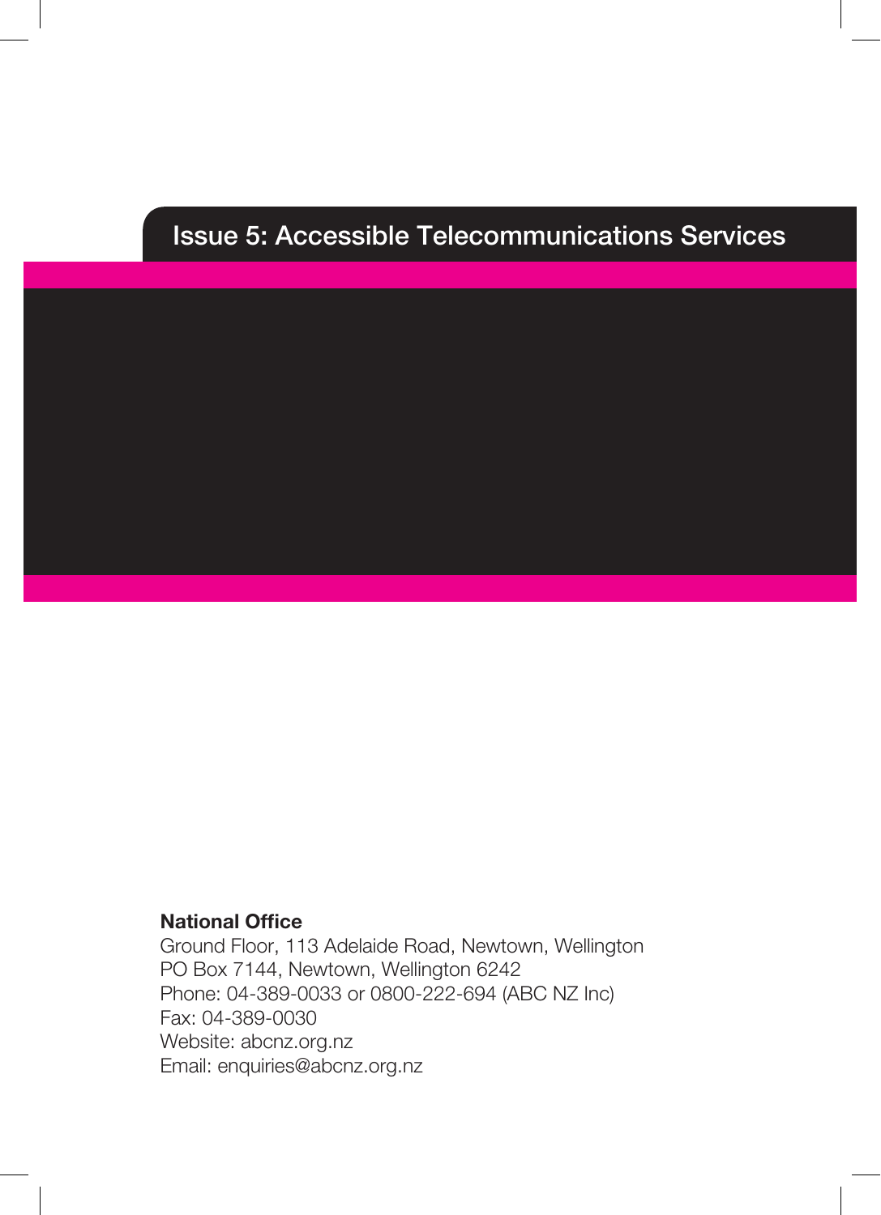## Issue 5: Accessible Telecommunications Services

**National Office**
Ground Floor, 113 Adelaide Road, Newtown, Wellington
PO Box 7144, Newtown, Wellington 6242
Phone: 04-389-0033 or 0800-222-694 (ABC NZ Inc)
Fax: 04-389-0030
Website: abcnz.org.nz
Email: enquiries@abcnz.org.nz